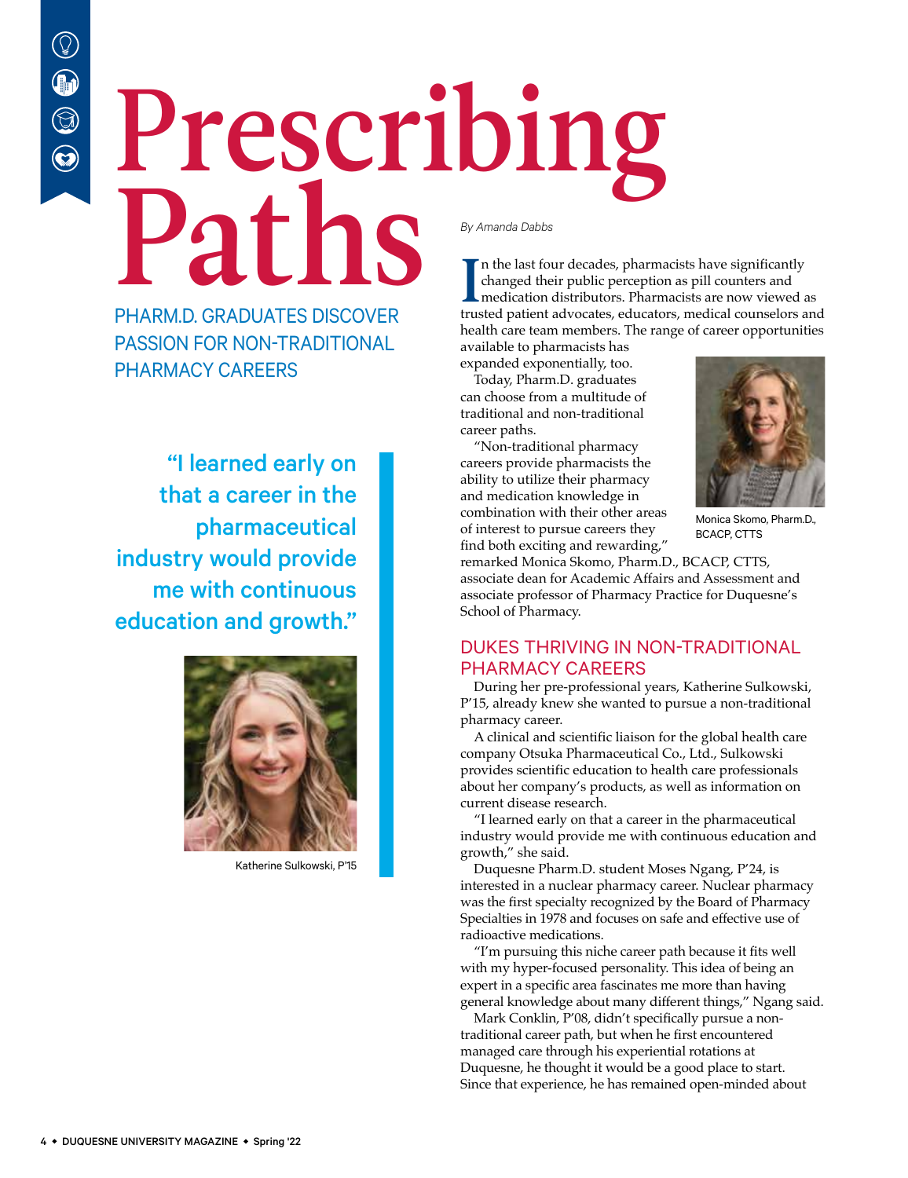# Prescribing Paths

## PHARM.D. GRADUATES DISCOVER PASSION FOR NON-TRADITIONAL PHARMACY CAREERS

*By Amanda Dabbs*

In the last four decades, pharmacists have significantly changed their public perception as pill counters and medication distributors. Pharmacists are now viewed as trusted patient advocates, educators, medical counselors and health care team members. The range of career opportunities available to pharmacists has expanded exponentially, too.

Today, Pharm.D. graduates can choose from a multitude of traditional and non-traditional career paths.

"Non-traditional pharmacy careers provide pharmacists the ability to utilize their pharmacy and medication knowledge in combination with their other areas of interest to pursue careers they find both exciting and rewarding," remarked Monica Skomo, Pharm.D., BCACP, CTTS, associate dean for Academic Affairs and Assessment and associate professor of Pharmacy Practice for Duquesne's School of Pharmacy.

Monica Skomo, Pharm.D., BCACP, CTTS

> "I learned early on that a career in the pharmaceutical industry would provide me with continuous education and growth."

Katherine Sulkowski, P'15

### DUKES THRIVING IN NON-TRADITIONAL PHARMACY CAREERS

During her pre-professional years, Katherine Sulkowski, P'15, already knew she wanted to pursue a non-traditional pharmacy career.

A clinical and scientific liaison for the global health care company Otsuka Pharmaceutical Co., Ltd., Sulkowski provides scientific education to health care professionals about her company's products, as well as information on current disease research.

"I learned early on that a career in the pharmaceutical industry would provide me with continuous education and growth," she said.

Duquesne Pharm.D. student Moses Ngang, P'24, is interested in a nuclear pharmacy career. Nuclear pharmacy was the first specialty recognized by the Board of Pharmacy Specialties in 1978 and focuses on safe and effective use of radioactive medications.

"I'm pursuing this niche career path because it fits well with my hyper-focused personality. This idea of being an expert in a specific area fascinates me more than having general knowledge about many different things," Ngang said.

Mark Conklin, P'08, didn't specifically pursue a non-traditional career path, but when he first encountered managed care through his experiential rotations at Duquesne, he thought it would be a good place to start. Since that experience, he has remained open-minded about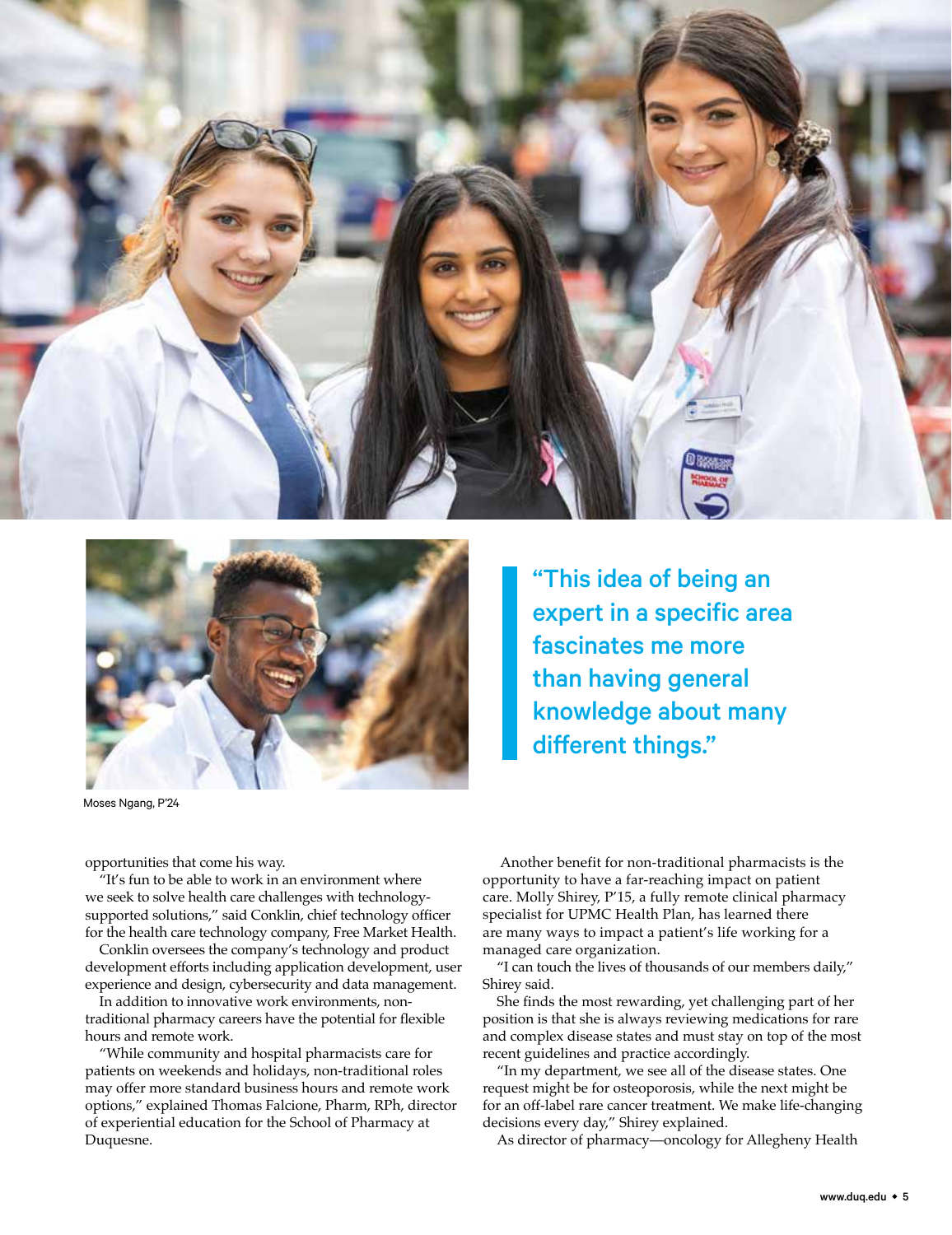Moses Ngang, P'24

> **"This idea of being an expert in a specific area fascinates me more than having general knowledge about many different things."**

opportunities that come his way.

"It's fun to be able to work in an environment where we seek to solve health care challenges with technology-supported solutions," said Conklin, chief technology officer for the health care technology company, Free Market Health.

Conklin oversees the company's technology and product development efforts including application development, user experience and design, cybersecurity and data management.

In addition to innovative work environments, non-traditional pharmacy careers have the potential for flexible hours and remote work.

"While community and hospital pharmacists care for patients on weekends and holidays, non-traditional roles may offer more standard business hours and remote work options," explained Thomas Falcione, Pharm, RPh, director of experiential education for the School of Pharmacy at Duquesne.

Another benefit for non-traditional pharmacists is the opportunity to have a far-reaching impact on patient care. Molly Shirey, P'15, a fully remote clinical pharmacy specialist for UPMC Health Plan, has learned there are many ways to impact a patient's life working for a managed care organization.

"I can touch the lives of thousands of our members daily," Shirey said.

She finds the most rewarding, yet challenging part of her position is that she is always reviewing medications for rare and complex disease states and must stay on top of the most recent guidelines and practice accordingly.

"In my department, we see all of the disease states. One request might be for osteoporosis, while the next might be for an off-label rare cancer treatment. We make life-changing decisions every day," Shirey explained.

As director of pharmacy—oncology for Allegheny Health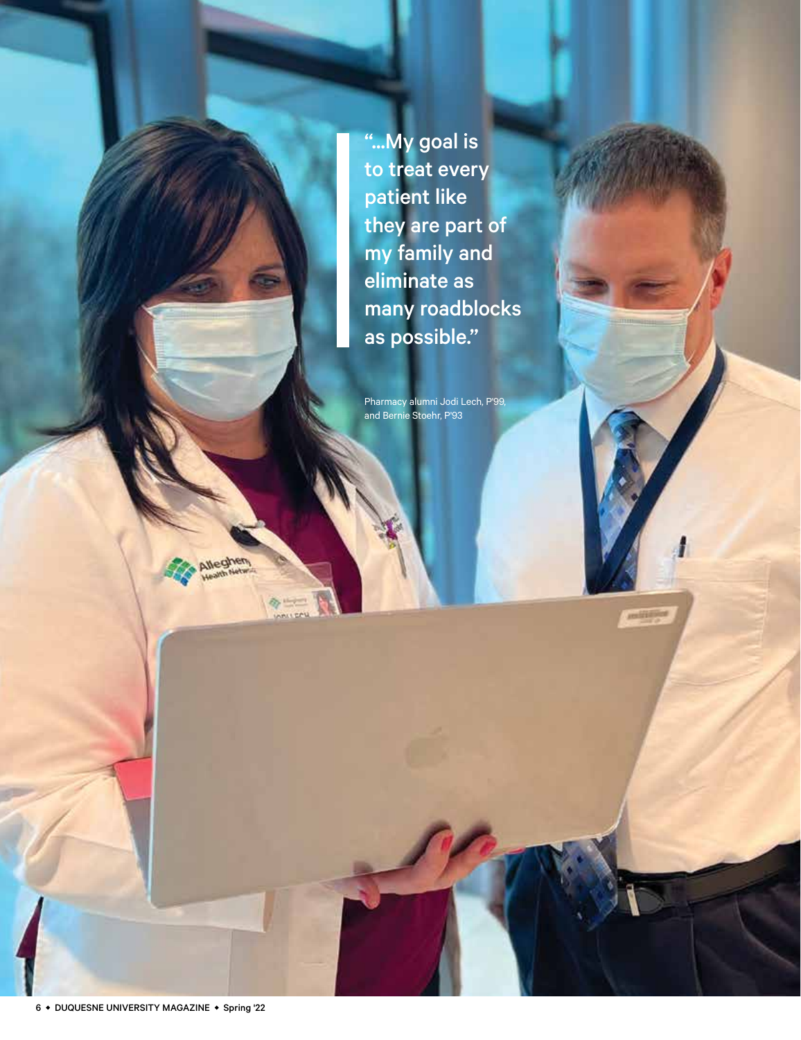"...My goal is to treat every patient like they are part of my family and eliminate as many roadblocks as possible."

Pharmacy alumni Jodi Lech, P'99, and Bernie Stoehr, P'93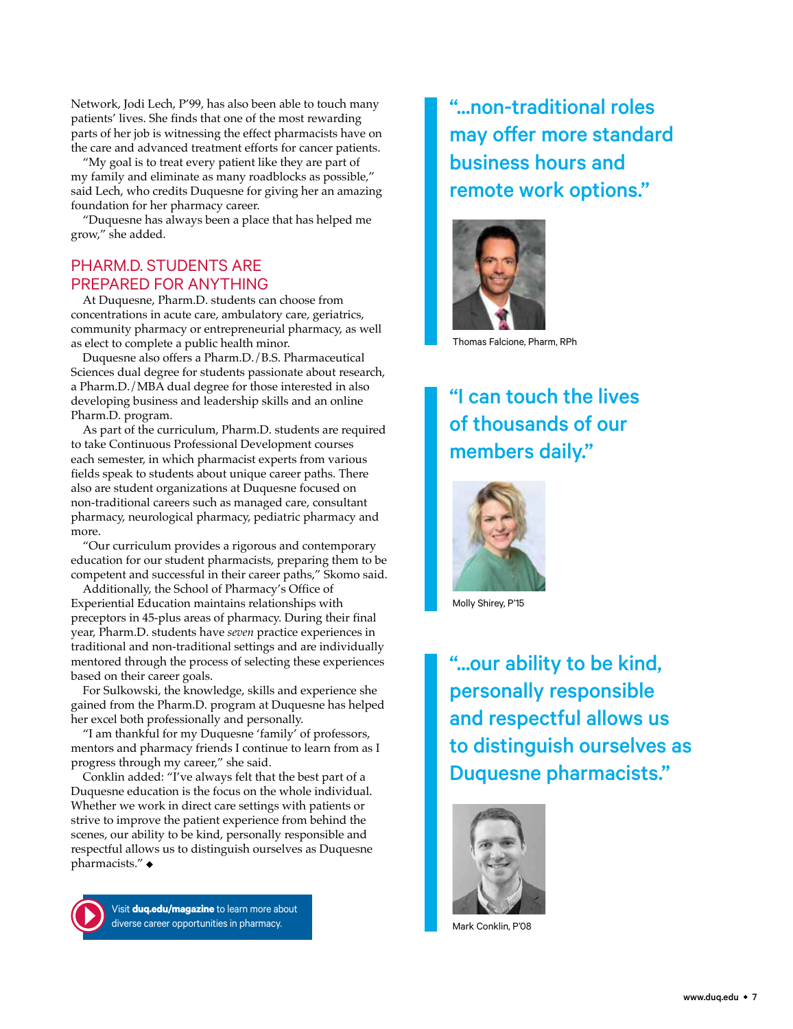Network, Jodi Lech, P'99, has also been able to touch many patients' lives. She finds that one of the most rewarding parts of her job is witnessing the effect pharmacists have on the care and advanced treatment efforts for cancer patients.

"My goal is to treat every patient like they are part of my family and eliminate as many roadblocks as possible," said Lech, who credits Duquesne for giving her an amazing foundation for her pharmacy career.

"Duquesne has always been a place that has helped me grow," she added.

## PHARM.D. STUDENTS ARE PREPARED FOR ANYTHING

At Duquesne, Pharm.D. students can choose from concentrations in acute care, ambulatory care, geriatrics, community pharmacy or entrepreneurial pharmacy, as well as elect to complete a public health minor.

Duquesne also offers a Pharm.D./B.S. Pharmaceutical Sciences dual degree for students passionate about research, a Pharm.D./MBA dual degree for those interested in also developing business and leadership skills and an online Pharm.D. program.

As part of the curriculum, Pharm.D. students are required to take Continuous Professional Development courses each semester, in which pharmacist experts from various fields speak to students about unique career paths. There also are student organizations at Duquesne focused on non-traditional careers such as managed care, consultant pharmacy, neurological pharmacy, pediatric pharmacy and more.

"Our curriculum provides a rigorous and contemporary education for our student pharmacists, preparing them to be competent and successful in their career paths," Skomo said.

Additionally, the School of Pharmacy's Office of Experiential Education maintains relationships with preceptors in 45-plus areas of pharmacy. During their final year, Pharm.D. students have *seven* practice experiences in traditional and non-traditional settings and are individually mentored through the process of selecting these experiences based on their career goals.

For Sulkowski, the knowledge, skills and experience she gained from the Pharm.D. program at Duquesne has helped her excel both professionally and personally.

"I am thankful for my Duquesne 'family' of professors, mentors and pharmacy friends I continue to learn from as I progress through my career," she said.

Conklin added: "I've always felt that the best part of a Duquesne education is the focus on the whole individual. Whether we work in direct care settings with patients or strive to improve the patient experience from behind the scenes, our ability to be kind, personally responsible and respectful allows us to distinguish ourselves as Duquesne pharmacists." ◆

Visit **duq.edu/magazine** to learn more about diverse career opportunities in pharmacy.

> "...non-traditional roles may offer more standard business hours and remote work options."

Thomas Falcione, Pharm, RPh

> "I can touch the lives of thousands of our members daily."

Molly Shirey, P'15

> "...our ability to be kind, personally responsible and respectful allows us to distinguish ourselves as Duquesne pharmacists."

Mark Conklin, P'08